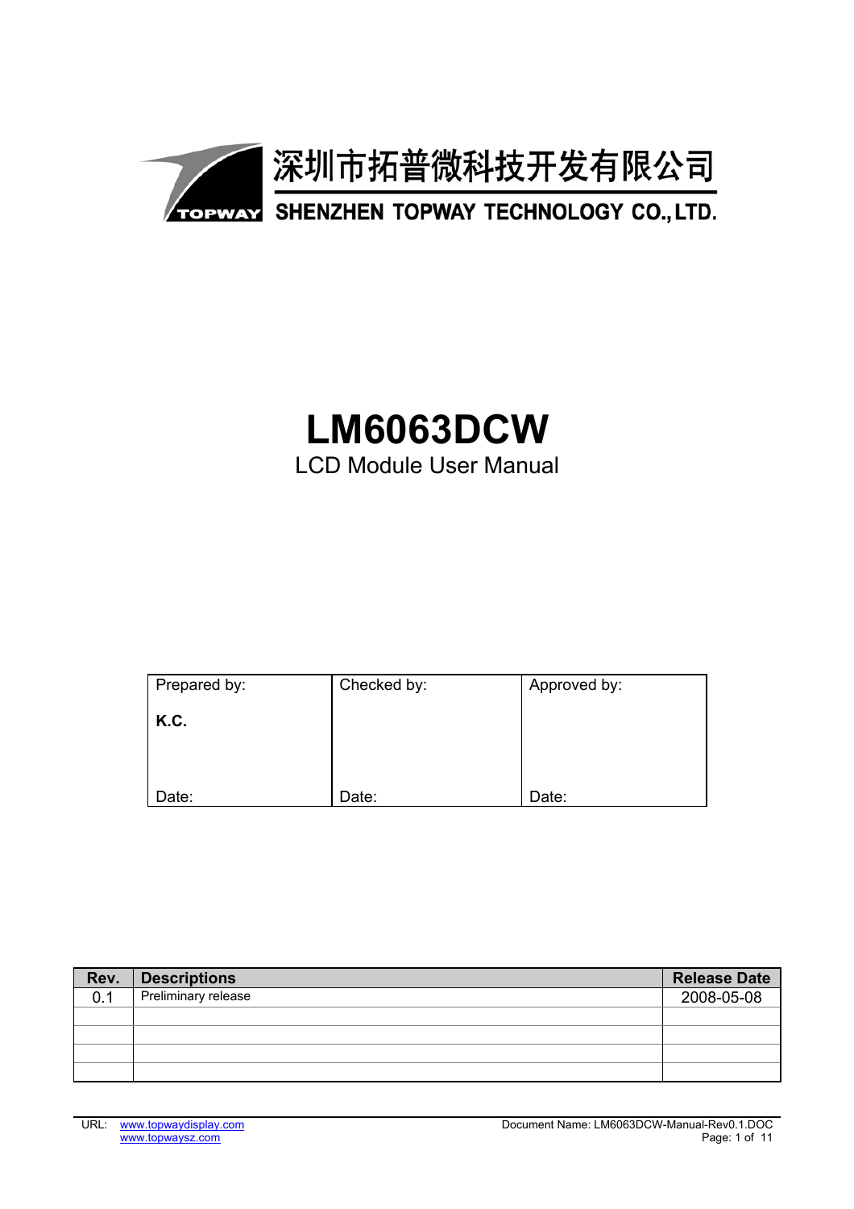深圳市拓普微科技开发有限公司

SHENZHEN TOPWAY TECHNOLOGY CO., LTD.

# LM6063DCW

LCD Module User Manual

| Prepared by:<br><br>**K.C.**<br><br><br>Date: | Checked by:<br><br><br><br><br>Date: | Approved by:<br><br><br><br><br>Date: |
|---|---|---|

| Rev. | Descriptions | Release Date |
|---|---|---|
| 0.1 | Preliminary release | 2008-05-08 |
| | | |
| | | |
| | | |
| | | |

URL: www.topwaydisplay.com www.topwaysz.com

Document Name: LM6063DCW-Manual-Rev0.1.DOC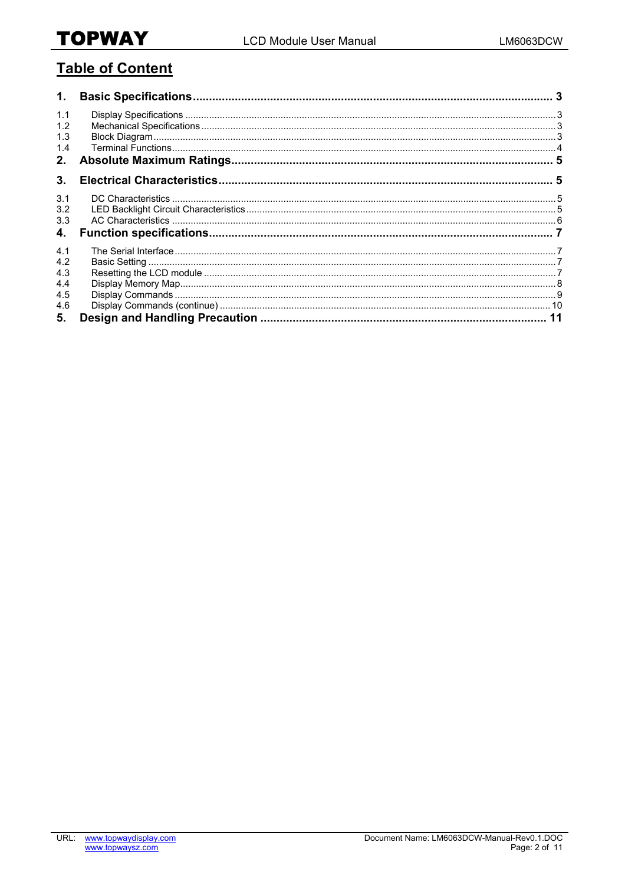# Table of Content

**1. Basic Specifications ........................................................................................................ 3**

1.1 Display Specifications ........................................................................................................ 3
1.2 Mechanical Specifications ................................................................................................... 3
1.3 Block Diagram .................................................................................................................... 3
1.4 Terminal Functions .............................................................................................................. 4

**2. Absolute Maximum Ratings ................................................................................................ 5**

**3. Electrical Characteristics ..................................................................................................... 5**

3.1 DC Characteristics .............................................................................................................. 5
3.2 LED Backlight Circuit Characteristics .................................................................................. 5
3.3 AC Characteristics .............................................................................................................. 6

**4. Function specifications ........................................................................................................ 7**

4.1 The Serial Interface ............................................................................................................. 7
4.2 Basic Setting ....................................................................................................................... 7
4.3 Resetting the LCD module .................................................................................................. 7
4.4 Display Memory Map ........................................................................................................... 8
4.5 Display Commands ............................................................................................................. 9
4.6 Display Commands (continue) ........................................................................................... 10

**5. Design and Handling Precaution ....................................................................................... 11**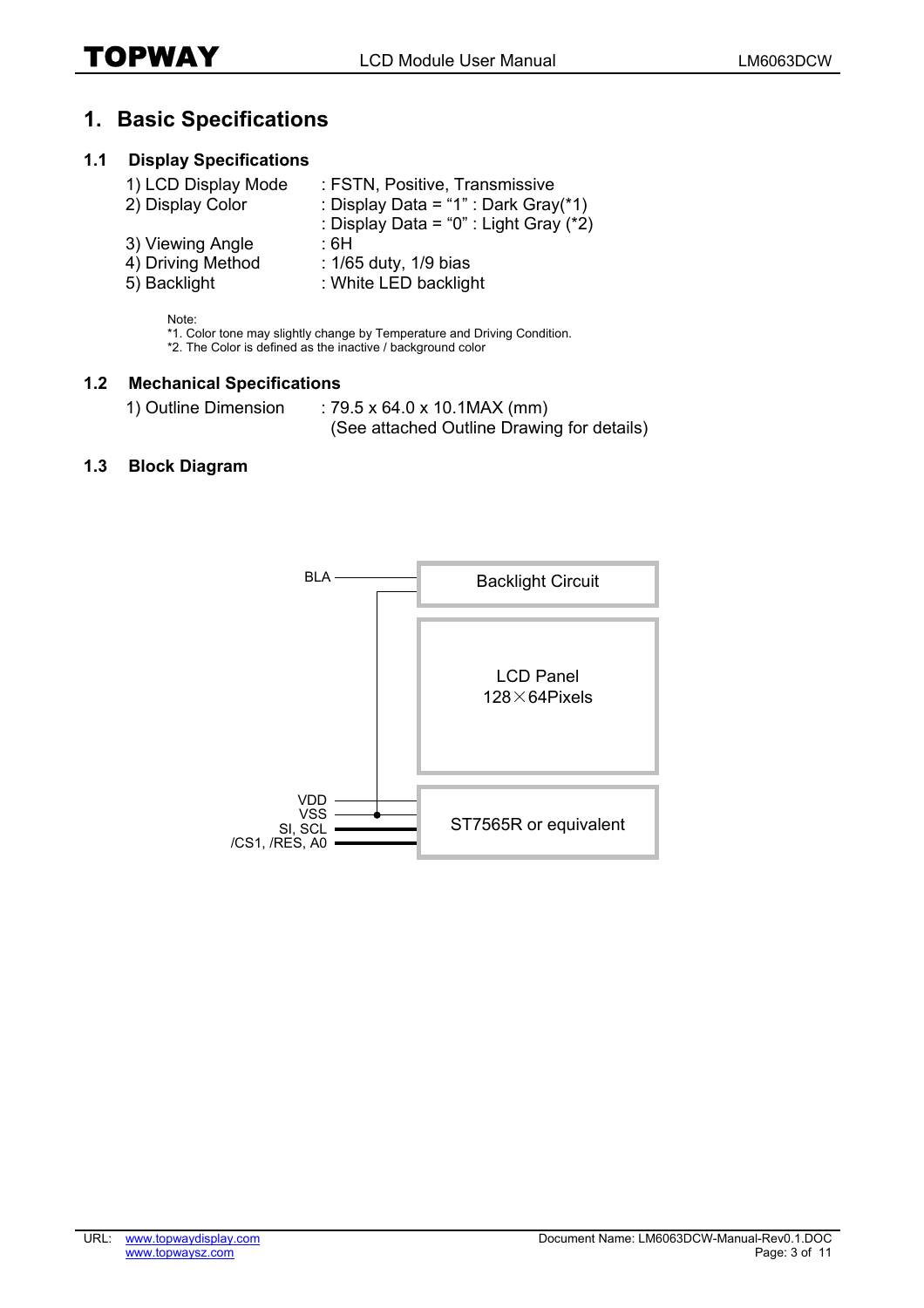# 1. Basic Specifications

## 1.1 Display Specifications

1) LCD Display Mode : FSTN, Positive, Transmissive
2) Display Color : Display Data = “1” : Dark Gray(*1)
   : Display Data = “0” : Light Gray (*2)
3) Viewing Angle : 6H
4) Driving Method : 1/65 duty, 1/9 bias
5) Backlight : White LED backlight

Note:
*1. Color tone may slightly change by Temperature and Driving Condition.
*2. The Color is defined as the inactive / background color

## 1.2 Mechanical Specifications

1) Outline Dimension : 79.5 x 64.0 x 10.1MAX (mm)
   (See attached Outline Drawing for details)

## 1.3 Block Diagram

BLA — Backlight Circuit

LCD Panel
128×64Pixels

VDD
VSS
SI, SCL
/CS1, /RES, A0 — ST7565R or equivalent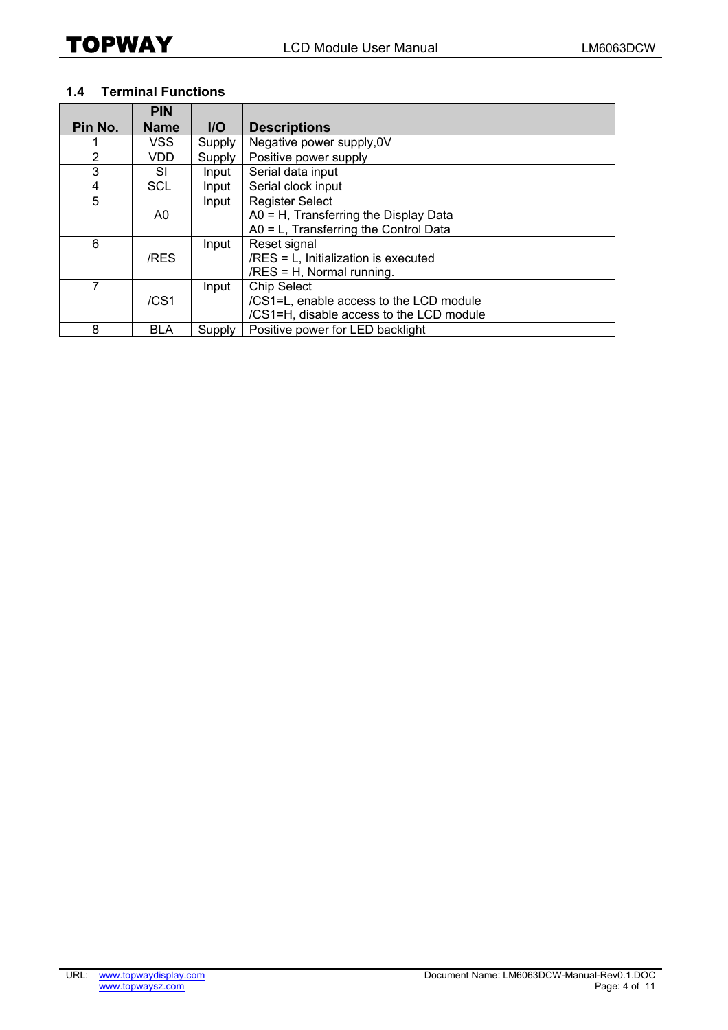### 1.4 Terminal Functions

| Pin No. | PIN Name | I/O | Descriptions |
|---|---|---|---|
| 1 | VSS | Supply | Negative power supply,0V |
| 2 | VDD | Supply | Positive power supply |
| 3 | SI | Input | Serial data input |
| 4 | SCL | Input | Serial clock input |
| 5 | A0 | Input | Register Select<br>A0 = H, Transferring the Display Data<br>A0 = L, Transferring the Control Data |
| 6 | /RES | Input | Reset signal<br>/RES = L, Initialization is executed<br>/RES = H, Normal running. |
| 7 | /CS1 | Input | Chip Select<br>/CS1=L, enable access to the LCD module<br>/CS1=H, disable access to the LCD module |
| 8 | BLA | Supply | Positive power for LED backlight |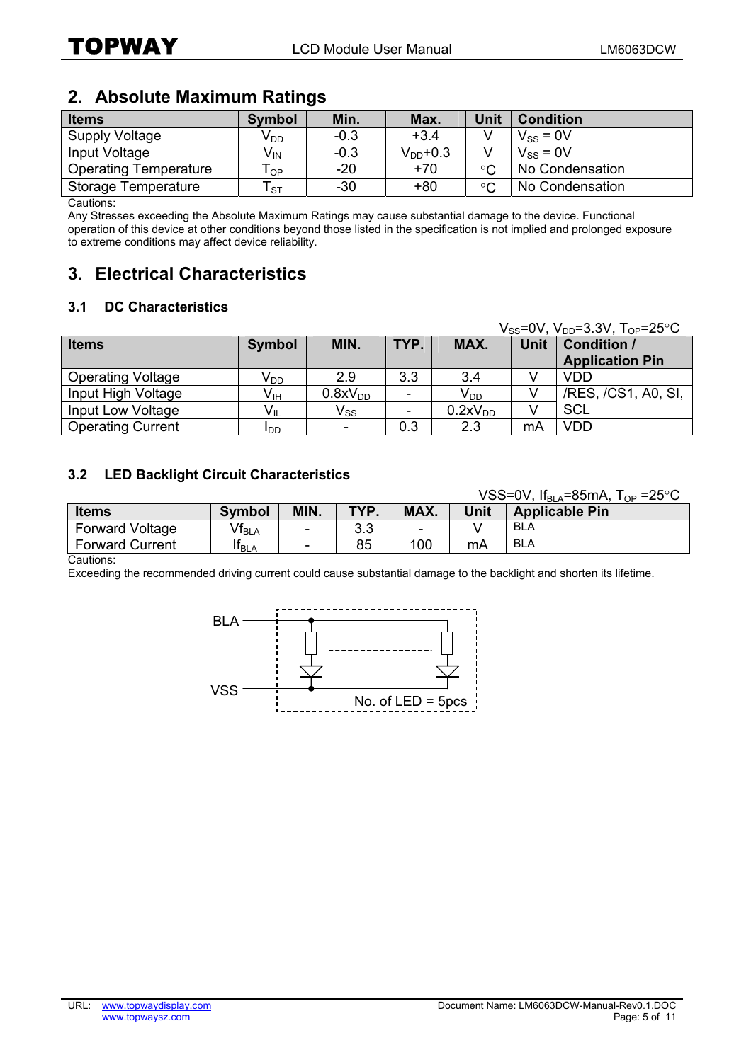## 2. Absolute Maximum Ratings

| Items | Symbol | Min. | Max. | Unit | Condition |
|---|---|---|---|---|---|
| Supply Voltage | $V_{DD}$ | -0.3 | +3.4 | V | $V_{SS}$ = 0V |
| Input Voltage | $V_{IN}$ | -0.3 | $V_{DD}$+0.3 | V | $V_{SS}$ = 0V |
| Operating Temperature | $T_{OP}$ | -20 | +70 | °C | No Condensation |
| Storage Temperature | $T_{ST}$ | -30 | +80 | °C | No Condensation |

Cautions:
Any Stresses exceeding the Absolute Maximum Ratings may cause substantial damage to the device. Functional operation of this device at other conditions beyond those listed in the specification is not implied and prolonged exposure to extreme conditions may affect device reliability.

## 3. Electrical Characteristics

### 3.1 DC Characteristics

$V_{SS}$=0V, $V_{DD}$=3.3V, $T_{OP}$=25°C

| Items | Symbol | MIN. | TYP. | MAX. | Unit | Condition / Application Pin |
|---|---|---|---|---|---|---|
| Operating Voltage | $V_{DD}$ | 2.9 | 3.3 | 3.4 | V | VDD |
| Input High Voltage | $V_{IH}$ | 0.8x$V_{DD}$ | - | $V_{DD}$ | V | /RES, /CS1, A0, SI, SCL |
| Input Low Voltage | $V_{IL}$ | $V_{SS}$ | - | 0.2x$V_{DD}$ | V | |
| Operating Current | $I_{DD}$ | - | 0.3 | 2.3 | mA | VDD |

### 3.2 LED Backlight Circuit Characteristics

VSS=0V, $If_{BLA}$=85mA, $T_{OP}$ =25°C

| Items | Symbol | MIN. | TYP. | MAX. | Unit | Applicable Pin |
|---|---|---|---|---|---|---|
| Forward Voltage | $Vf_{BLA}$ | - | 3.3 | - | V | BLA |
| Forward Current | $If_{BLA}$ | - | 85 | 100 | mA | BLA |

Cautions:
Exceeding the recommended driving current could cause substantial damage to the backlight and shorten its lifetime.

BLA

VSS

No. of LED = 5pcs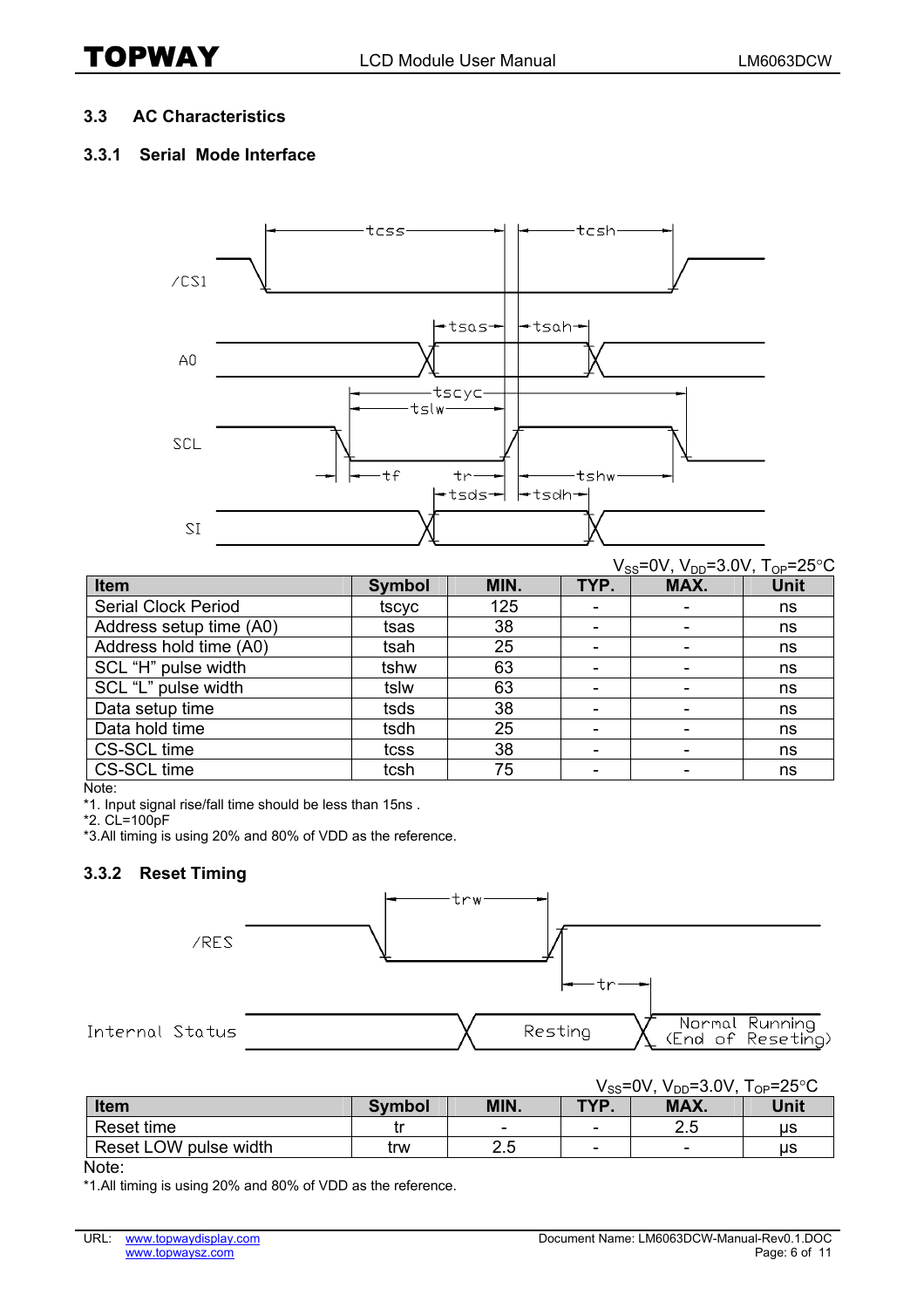## 3.3 AC Characteristics

### 3.3.1 Serial Mode Interface

$V_{SS}$=0V, $V_{DD}$=3.0V, $T_{OP}$=25°C

| Item | Symbol | MIN. | TYP. | MAX. | Unit |
|---|---|---|---|---|---|
| Serial Clock Period | tscyc | 125 | - | - | ns |
| Address setup time (A0) | tsas | 38 | - | - | ns |
| Address hold time (A0) | tsah | 25 | - | - | ns |
| SCL “H” pulse width | tshw | 63 | - | - | ns |
| SCL “L” pulse width | tslw | 63 | - | - | ns |
| Data setup time | tsds | 38 | - | - | ns |
| Data hold time | tsdh | 25 | - | - | ns |
| CS-SCL time | tcss | 38 | - | - | ns |
| CS-SCL time | tcsh | 75 | - | - | ns |

Note:

*1. Input signal rise/fall time should be less than 15ns .

*2. CL=100pF

*3.All timing is using 20% and 80% of VDD as the reference.

### 3.3.2 Reset Timing

$V_{SS}$=0V, $V_{DD}$=3.0V, $T_{OP}$=25°C

| Item | Symbol | MIN. | TYP. | MAX. | Unit |
|---|---|---|---|---|---|
| Reset time | tr | - | - | 2.5 | μs |
| Reset LOW pulse width | trw | 2.5 | - | - | μs |

Note:

*1.All timing is using 20% and 80% of VDD as the reference.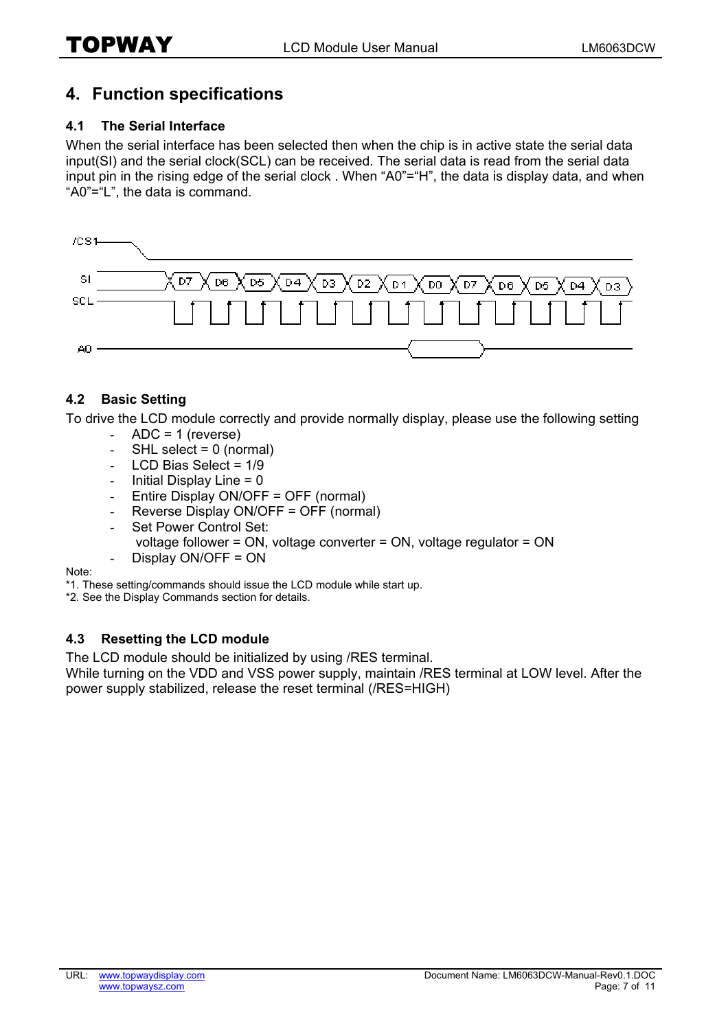# 4. Function specifications

## 4.1 The Serial Interface

When the serial interface has been selected then when the chip is in active state the serial data input(SI) and the serial clock(SCL) can be received. The serial data is read from the serial data input pin in the rising edge of the serial clock . When “A0”=“H”, the data is display data, and when “A0”=“L”, the data is command.

## 4.2 Basic Setting

To drive the LCD module correctly and provide normally display, please use the following setting

- ADC = 1 (reverse)
- SHL select = 0 (normal)
- LCD Bias Select = 1/9
- Initial Display Line = 0
- Entire Display ON/OFF = OFF (normal)
- Reverse Display ON/OFF = OFF (normal)
- Set Power Control Set:
  voltage follower = ON, voltage converter = ON, voltage regulator = ON
- Display ON/OFF = ON

Note:
*1. These setting/commands should issue the LCD module while start up.
*2. See the Display Commands section for details.

## 4.3 Resetting the LCD module

The LCD module should be initialized by using /RES terminal.
While turning on the VDD and VSS power supply, maintain /RES terminal at LOW level. After the power supply stabilized, release the reset terminal (/RES=HIGH)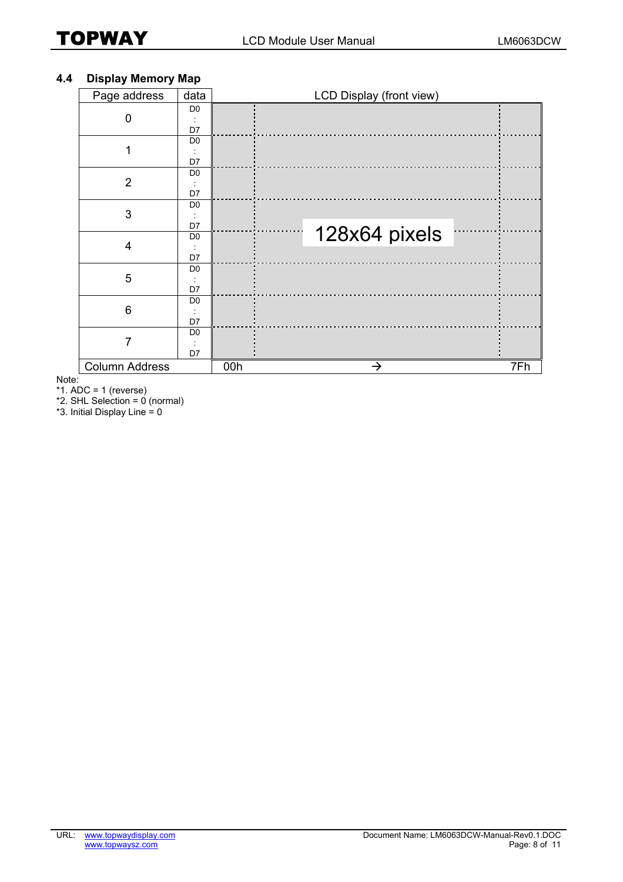## 4.4 Display Memory Map

| Page address | data | LCD Display (front view) |
|---|---|---|
| 0 | D0 : D7 | |
| 1 | D0 : D7 | |
| 2 | D0 : D7 | |
| 3 | D0 : D7 | |
| 4 | D0 : D7 | 128x64 pixels |
| 5 | D0 : D7 | |
| 6 | D0 : D7 | |
| 7 | D0 : D7 | |
| Column Address | | 00h → 7Fh |

Note:

*1. ADC = 1 (reverse)

*2. SHL Selection = 0 (normal)

*3. Initial Display Line = 0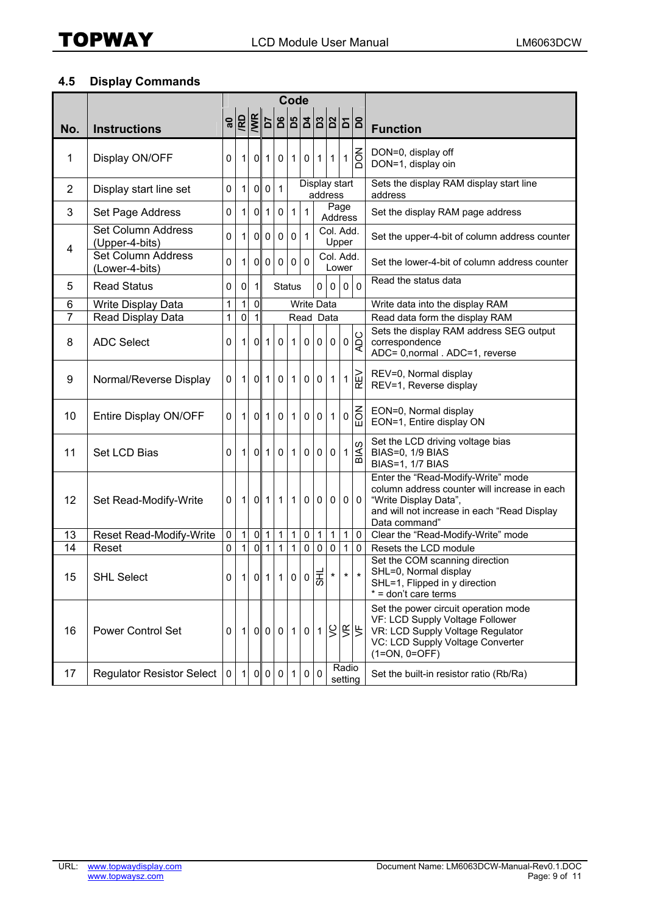## 4.5 Display Commands

| No. | Instructions | a0 | /RD | /WR | D7 | D6 | D5 | D4 | D3 | D2 | D1 | D0 | Function |
|---|---|---|---|---|---|---|---|---|---|---|---|---|---|
| 1 | Display ON/OFF | 0 | 1 | 0 | 1 | 0 | 1 | 0 | 1 | 1 | 1 | DON | DON=0, display off<br>DON=1, display oin |
| 2 | Display start line set | 0 | 1 | 0 | 0 | 1 | Display start address | | | | | | Sets the display RAM display start line address |
| 3 | Set Page Address | 0 | 1 | 0 | 1 | 0 | 1 | 1 | Page Address | | | | Set the display RAM page address |
| 4 | Set Column Address (Upper-4-bits) | 0 | 1 | 0 | 0 | 0 | 0 | 1 | Col. Add. Upper | | | | Set the upper-4-bit of column address counter |
| | Set Column Address (Lower-4-bits) | 0 | 1 | 0 | 0 | 0 | 0 | 0 | Col. Add. Lower | | | | Set the lower-4-bit of column address counter |
| 5 | Read Status | 0 | 0 | 1 | Status | | | | 0 | 0 | 0 | 0 | Read the status data |
| 6 | Write Display Data | 1 | 1 | 0 | Write Data | | | | | | | | Write data into the display RAM |
| 7 | Read Display Data | 1 | 0 | 1 | Read Data | | | | | | | | Read data form the display RAM |
| 8 | ADC Select | 0 | 1 | 0 | 1 | 0 | 1 | 0 | 0 | 0 | 0 | ADC | Sets the display RAM address SEG output correspondence<br>ADC= 0,normal . ADC=1, reverse |
| 9 | Normal/Reverse Display | 0 | 1 | 0 | 1 | 0 | 1 | 0 | 0 | 1 | 1 | REV | REV=0, Normal display<br>REV=1, Reverse display |
| 10 | Entire Display ON/OFF | 0 | 1 | 0 | 1 | 0 | 1 | 0 | 0 | 1 | 0 | EON | EON=0, Normal display<br>EON=1, Entire display ON |
| 11 | Set LCD Bias | 0 | 1 | 0 | 1 | 0 | 1 | 0 | 0 | 0 | 1 | BIAS | Set the LCD driving voltage bias<br>BIAS=0, 1/9 BIAS<br>BIAS=1, 1/7 BIAS |
| 12 | Set Read-Modify-Write | 0 | 1 | 0 | 1 | 1 | 1 | 0 | 0 | 0 | 0 | 0 | Enter the "Read-Modify-Write" mode column address counter will increase in each "Write Display Data", and will not increase in each "Read Display Data command" |
| 13 | Reset Read-Modify-Write | 0 | 1 | 0 | 1 | 1 | 1 | 0 | 1 | 1 | 1 | 0 | Clear the "Read-Modify-Write" mode |
| 14 | Reset | 0 | 1 | 0 | 1 | 1 | 1 | 0 | 0 | 0 | 1 | 0 | Resets the LCD module |
| 15 | SHL Select | 0 | 1 | 0 | 1 | 1 | 0 | 0 | SHL | * | * | * | Set the COM scanning direction<br>SHL=0, Normal display<br>SHL=1, Flipped in y direction<br>* = don't care terms |
| 16 | Power Control Set | 0 | 1 | 0 | 0 | 0 | 1 | 0 | 1 | VC | VR | VF | Set the power circuit operation mode<br>VF: LCD Supply Voltage Follower<br>VR: LCD Supply Voltage Regulator<br>VC: LCD Supply Voltage Converter<br>(1=ON, 0=OFF) |
| 17 | Regulator Resistor Select | 0 | 1 | 0 | 0 | 0 | 1 | 0 | 0 | Radio setting | | | Set the built-in resistor ratio (Rb/Ra) |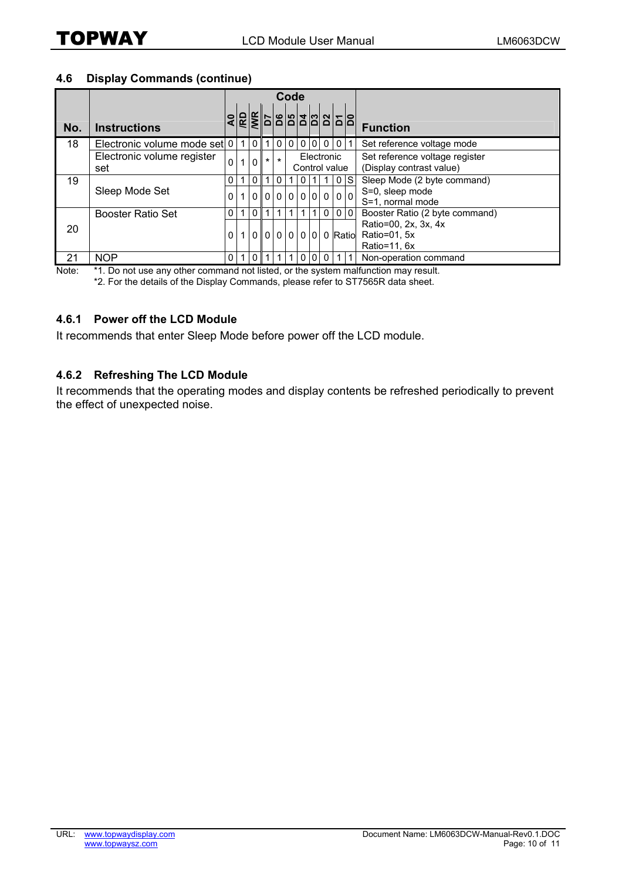## 4.6 Display Commands (continue)

| No. | Instructions | A0 | /RD | /WR | D7 | D6 | D5 | D4 | D3 | D2 | D1 | D0 | Function |
|---|---|---|---|---|---|---|---|---|---|---|---|---|---|
| 18 | Electronic volume mode set | 0 | 1 | 0 | 1 | 0 | 0 | 0 | 0 | 0 | 0 | 1 | Set reference voltage mode |
| | Electronic volume register set | 0 | 1 | 0 | * | * | Electronic Control value | | | | | | Set reference voltage register (Display contrast value) |
| 19 | Sleep Mode Set | 0 | 1 | 0 | 1 | 0 | 1 | 0 | 1 | 1 | 0 | S | Sleep Mode (2 byte command) |
| | | 0 | 1 | 0 | 0 | 0 | 0 | 0 | 0 | 0 | 0 | 0 | S=0, sleep mode<br>S=1, normal mode |
| 20 | Booster Ratio Set | 0 | 1 | 0 | 1 | 1 | 1 | 1 | 1 | 0 | 0 | 0 | Booster Ratio (2 byte command) |
| | | 0 | 1 | 0 | 0 | 0 | 0 | 0 | 0 | 0 | Ratio | | Ratio=00, 2x, 3x, 4x<br>Ratio=01, 5x<br>Ratio=11, 6x |
| 21 | NOP | 0 | 1 | 0 | 1 | 1 | 1 | 0 | 0 | 0 | 1 | 1 | Non-operation command |

Note: *1. Do not use any other command not listed, or the system malfunction may result.
*2. For the details of the Display Commands, please refer to ST7565R data sheet.

### 4.6.1 Power off the LCD Module

It recommends that enter Sleep Mode before power off the LCD module.

### 4.6.2 Refreshing The LCD Module

It recommends that the operating modes and display contents be refreshed periodically to prevent the effect of unexpected noise.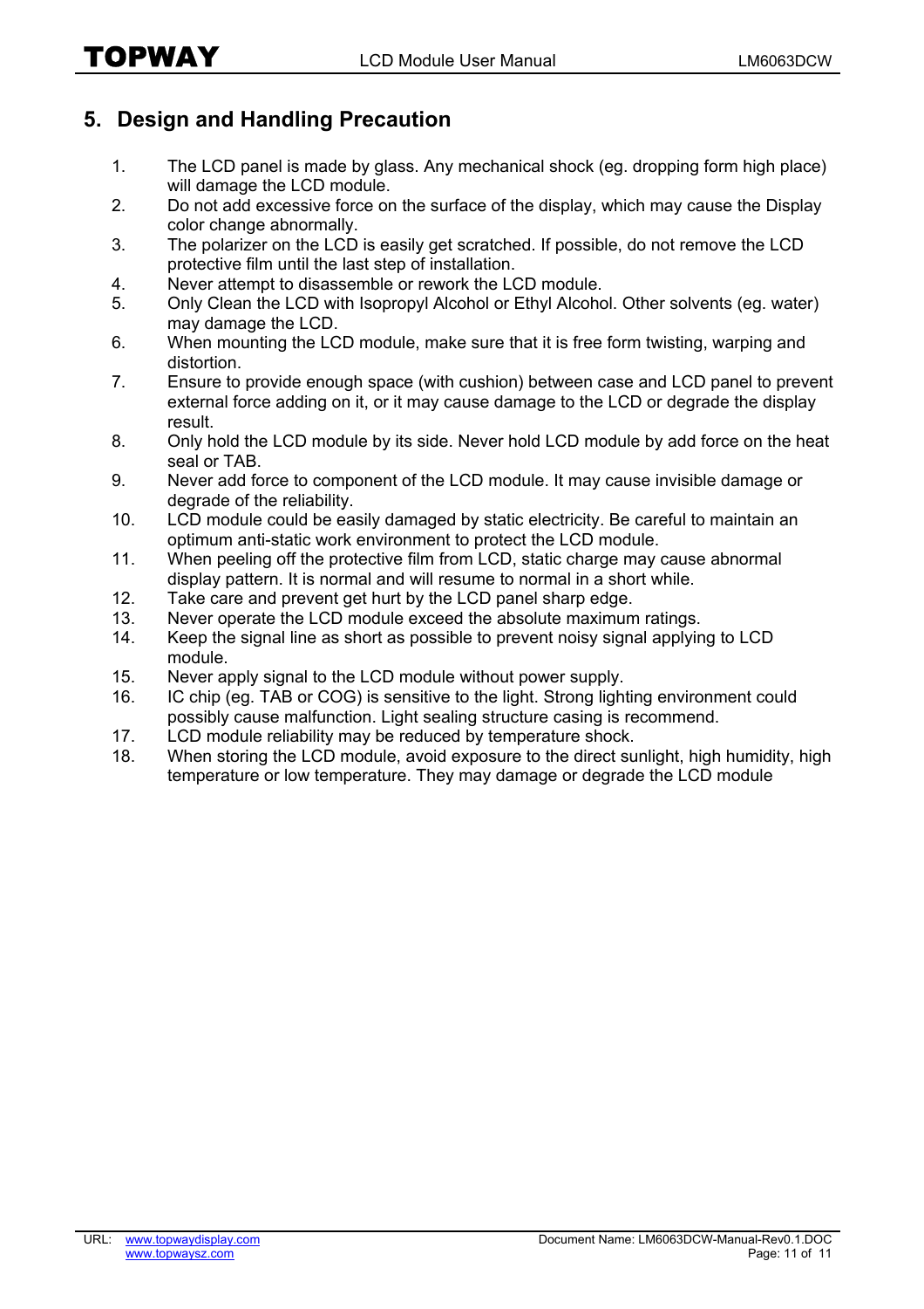## 5. Design and Handling Precaution

1. The LCD panel is made by glass. Any mechanical shock (eg. dropping form high place) will damage the LCD module.
2. Do not add excessive force on the surface of the display, which may cause the Display color change abnormally.
3. The polarizer on the LCD is easily get scratched. If possible, do not remove the LCD protective film until the last step of installation.
4. Never attempt to disassemble or rework the LCD module.
5. Only Clean the LCD with Isopropyl Alcohol or Ethyl Alcohol. Other solvents (eg. water) may damage the LCD.
6. When mounting the LCD module, make sure that it is free form twisting, warping and distortion.
7. Ensure to provide enough space (with cushion) between case and LCD panel to prevent external force adding on it, or it may cause damage to the LCD or degrade the display result.
8. Only hold the LCD module by its side. Never hold LCD module by add force on the heat seal or TAB.
9. Never add force to component of the LCD module. It may cause invisible damage or degrade of the reliability.
10. LCD module could be easily damaged by static electricity. Be careful to maintain an optimum anti-static work environment to protect the LCD module.
11. When peeling off the protective film from LCD, static charge may cause abnormal display pattern. It is normal and will resume to normal in a short while.
12. Take care and prevent get hurt by the LCD panel sharp edge.
13. Never operate the LCD module exceed the absolute maximum ratings.
14. Keep the signal line as short as possible to prevent noisy signal applying to LCD module.
15. Never apply signal to the LCD module without power supply.
16. IC chip (eg. TAB or COG) is sensitive to the light. Strong lighting environment could possibly cause malfunction. Light sealing structure casing is recommend.
17. LCD module reliability may be reduced by temperature shock.
18. When storing the LCD module, avoid exposure to the direct sunlight, high humidity, high temperature or low temperature. They may damage or degrade the LCD module